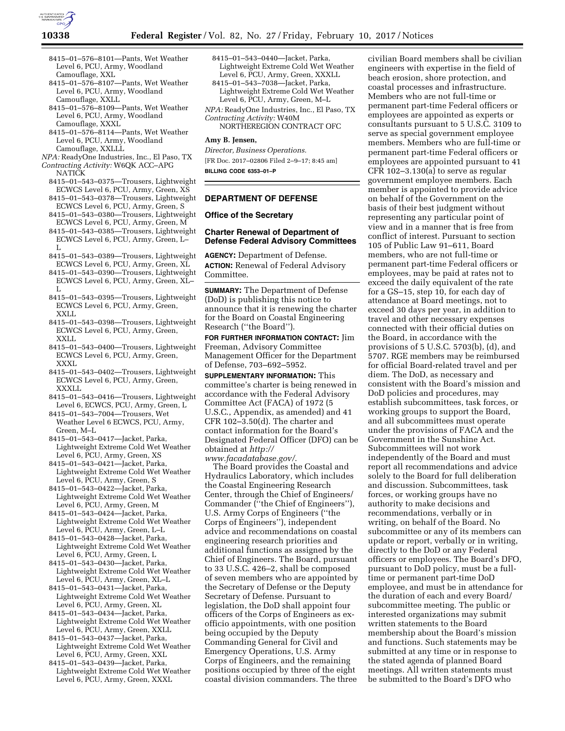8415–01–576–8101—Pants, Wet Weather Level 6, PCU, Army, Woodland Camouflage, XXL
8415–01–576–8107—Pants, Wet Weather Level 6, PCU, Army, Woodland Camouflage, XXLL
8415–01–576–8109—Pants, Wet Weather Level 6, PCU, Army, Woodland Camouflage, XXXL
8415–01–576–8114—Pants, Wet Weather Level 6, PCU, Army, Woodland Camouflage, XXLLL

*NPA:* ReadyOne Industries, Inc., El Paso, TX
*Contracting Activity:* W6QK ACC–APG NATICK

8415–01–543–0375—Trousers, Lightweight ECWCS Level 6, PCU, Army, Green, XS
8415–01–543–0378—Trousers, Lightweight ECWCS Level 6, PCU, Army, Green, S
8415–01–543–0380—Trousers, Lightweight ECWCS Level 6, PCU, Army, Green, M
8415–01–543–0385—Trousers, Lightweight ECWCS Level 6, PCU, Army, Green, L–L
8415–01–543–0389—Trousers, Lightweight ECWCS Level 6, PCU, Army, Green, XL
8415–01–543–0390—Trousers, Lightweight ECWCS Level 6, PCU, Army, Green, XL–L
8415–01–543–0395—Trousers, Lightweight ECWCS Level 6, PCU, Army, Green, XXLL
8415–01–543–0398—Trousers, Lightweight ECWCS Level 6, PCU, Army, Green, XXLL
8415–01–543–0400—Trousers, Lightweight ECWCS Level 6, PCU, Army, Green, XXXL
8415–01–543–0402—Trousers, Lightweight ECWCS Level 6, PCU, Army, Green, XXXLL
8415–01–543–0416—Trousers, Lightweight Level 6, ECWCS, PCU, Army, Green, L
8415–01–543–7004—Trousers, Wet Weather Level 6 ECWCS, PCU, Army, Green, M–L
8415–01–543–0417—Jacket, Parka, Lightweight Extreme Cold Wet Weather Level 6, PCU, Army, Green, XS
8415–01–543–0421—Jacket, Parka, Lightweight Extreme Cold Wet Weather Level 6, PCU, Army, Green, S
8415–01–543–0422—Jacket, Parka, Lightweight Extreme Cold Wet Weather Level 6, PCU, Army, Green, M
8415–01–543–0424—Jacket, Parka, Lightweight Extreme Cold Wet Weather Level 6, PCU, Army, Green, L–L
8415–01–543–0428—Jacket, Parka, Lightweight Extreme Cold Wet Weather Level 6, PCU, Army, Green, L
8415–01–543–0430—Jacket, Parka, Lightweight Extreme Cold Wet Weather Level 6, PCU, Army, Green, XL–L
8415–01–543–0431—Jacket, Parka, Lightweight Extreme Cold Wet Weather Level 6, PCU, Army, Green, XL
8415–01–543–0434—Jacket, Parka, Lightweight Extreme Cold Wet Weather Level 6, PCU, Army, Green, XXLL
8415–01–543–0437—Jacket, Parka, Lightweight Extreme Cold Wet Weather Level 6, PCU, Army, Green, XXL
8415–01–543–0439—Jacket, Parka, Lightweight Extreme Cold Wet Weather Level 6, PCU, Army, Green, XXXL
8415–01–543–0440—Jacket, Parka, Lightweight Extreme Cold Wet Weather Level 6, PCU, Army, Green, XXXLL
8415–01–543–7038—Jacket, Parka, Lightweight Extreme Cold Wet Weather Level 6, PCU, Army, Green, M–L

*NPA:* ReadyOne Industries, Inc., El Paso, TX
*Contracting Activity:* W40M NORTHEREGION CONTRACT OFC

**Amy B. Jensen,**

*Director, Business Operations.*

[FR Doc. 2017–02806 Filed 2–9–17; 8:45 am]

**BILLING CODE 6353–01–P**

## DEPARTMENT OF DEFENSE

### Office of the Secretary

### Charter Renewal of Department of Defense Federal Advisory Committees

**AGENCY:** Department of Defense.

**ACTION:** Renewal of Federal Advisory Committee.

**SUMMARY:** The Department of Defense (DoD) is publishing this notice to announce that it is renewing the charter for the Board on Coastal Engineering Research (''the Board'').

**FOR FURTHER INFORMATION CONTACT:** Jim Freeman, Advisory Committee Management Officer for the Department of Defense, 703–692–5952.

**SUPPLEMENTARY INFORMATION:** This committee's charter is being renewed in accordance with the Federal Advisory Committee Act (FACA) of 1972 (5 U.S.C., Appendix, as amended) and 41 CFR 102–3.50(d). The charter and contact information for the Board's Designated Federal Officer (DFO) can be obtained at *http://www.facadatabase.gov/*.

The Board provides the Coastal and Hydraulics Laboratory, which includes the Coastal Engineering Research Center, through the Chief of Engineers/Commander (''the Chief of Engineers''), U.S. Army Corps of Engineers (''the Corps of Engineers''), independent advice and recommendations on coastal engineering research priorities and additional functions as assigned by the Chief of Engineers. The Board, pursuant to 33 U.S.C. 426–2, shall be composed of seven members who are appointed by the Secretary of Defense or the Deputy Secretary of Defense. Pursuant to legislation, the DoD shall appoint four officers of the Corps of Engineers as ex-officio appointments, with one position being occupied by the Deputy Commanding General for Civil and Emergency Operations, U.S. Army Corps of Engineers, and the remaining positions occupied by three of the eight coastal division commanders. The three civilian Board members shall be civilian engineers with expertise in the field of beach erosion, shore protection, and coastal processes and infrastructure. Members who are not full-time or permanent part-time Federal officers or employees are appointed as experts or consultants pursuant to 5 U.S.C. 3109 to serve as special government employee members. Members who are full-time or permanent part-time Federal officers or employees are appointed pursuant to 41 CFR 102–3.130(a) to serve as regular government employee members. Each member is appointed to provide advice on behalf of the Government on the basis of their best judgment without representing any particular point of view and in a manner that is free from conflict of interest. Pursuant to section 105 of Public Law 91–611, Board members, who are not full-time or permanent part-time Federal officers or employees, may be paid at rates not to exceed the daily equivalent of the rate for a GS–15, step 10, for each day of attendance at Board meetings, not to exceed 30 days per year, in addition to travel and other necessary expenses connected with their official duties on the Board, in accordance with the provisions of 5 U.S.C. 5703(b), (d), and 5707. RGE members may be reimbursed for official Board-related travel and per diem. The DoD, as necessary and consistent with the Board's mission and DoD policies and procedures, may establish subcommittees, task forces, or working groups to support the Board, and all subcommittees must operate under the provisions of FACA and the Government in the Sunshine Act. Subcommittees will not work independently of the Board and must report all recommendations and advice solely to the Board for full deliberation and discussion. Subcommittees, task forces, or working groups have no authority to make decisions and recommendations, verbally or in writing, on behalf of the Board. No subcommittee or any of its members can update or report, verbally or in writing, directly to the DoD or any Federal officers or employees. The Board's DFO, pursuant to DoD policy, must be a full-time or permanent part-time DoD employee, and must be in attendance for the duration of each and every Board/subcommittee meeting. The public or interested organizations may submit written statements to the Board membership about the Board's mission and functions. Such statements may be submitted at any time or in response to the stated agenda of planned Board meetings. All written statements must be submitted to the Board's DFO who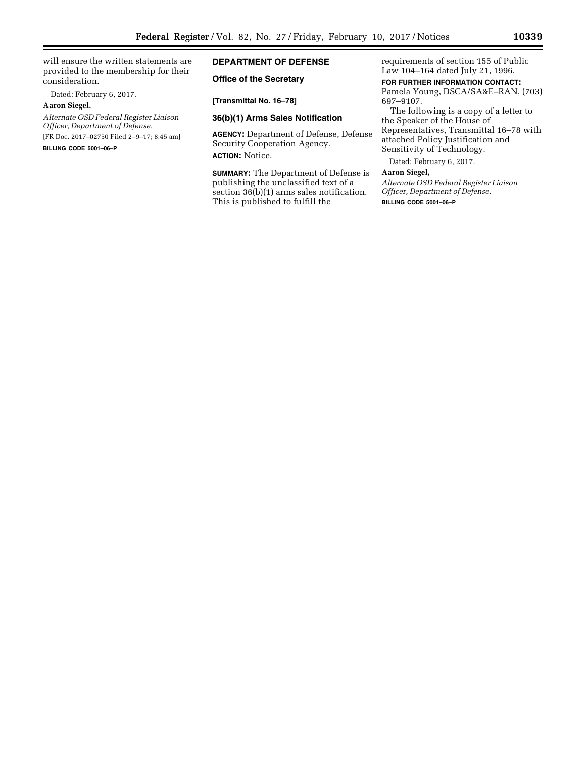will ensure the written statements are provided to the membership for their consideration.

Dated: February 6, 2017.

**Aaron Siegel,**

*Alternate OSD Federal Register Liaison Officer, Department of Defense.*

[FR Doc. 2017–02750 Filed 2–9–17; 8:45 am]

**BILLING CODE 5001–06–P**

## DEPARTMENT OF DEFENSE

### Office of the Secretary

**[Transmittal No. 16–78]**

### 36(b)(1) Arms Sales Notification

**AGENCY:** Department of Defense, Defense Security Cooperation Agency.

**ACTION:** Notice.

**SUMMARY:** The Department of Defense is publishing the unclassified text of a section 36(b)(1) arms sales notification. This is published to fulfill the requirements of section 155 of Public Law 104–164 dated July 21, 1996.

**FOR FURTHER INFORMATION CONTACT:** Pamela Young, DSCA/SA&E–RAN, (703) 697–9107.

The following is a copy of a letter to the Speaker of the House of Representatives, Transmittal 16–78 with attached Policy Justification and Sensitivity of Technology.

Dated: February 6, 2017.

**Aaron Siegel,**

*Alternate OSD Federal Register Liaison Officer, Department of Defense.*

**BILLING CODE 5001–06–P**